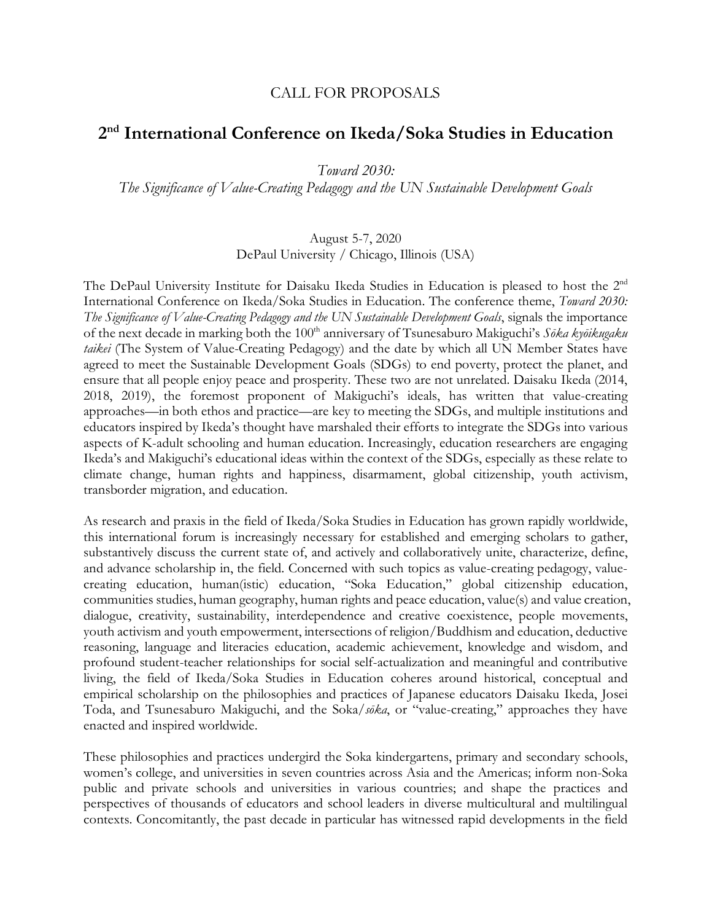CALL FOR PROPOSALS

# 2nd International Conference on Ikeda/Soka Studies in Education

*Toward 2030:*
*The Significance of Value-Creating Pedagogy and the UN Sustainable Development Goals*

August 5-7, 2020
DePaul University / Chicago, Illinois (USA)

The DePaul University Institute for Daisaku Ikeda Studies in Education is pleased to host the 2nd International Conference on Ikeda/Soka Studies in Education. The conference theme, *Toward 2030: The Significance of Value-Creating Pedagogy and the UN Sustainable Development Goals*, signals the importance of the next decade in marking both the 100th anniversary of Tsunesaburo Makiguchi's *Sōka kyōikugaku taikei* (The System of Value-Creating Pedagogy) and the date by which all UN Member States have agreed to meet the Sustainable Development Goals (SDGs) to end poverty, protect the planet, and ensure that all people enjoy peace and prosperity. These two are not unrelated. Daisaku Ikeda (2014, 2018, 2019), the foremost proponent of Makiguchi's ideals, has written that value-creating approaches—in both ethos and practice—are key to meeting the SDGs, and multiple institutions and educators inspired by Ikeda's thought have marshaled their efforts to integrate the SDGs into various aspects of K-adult schooling and human education. Increasingly, education researchers are engaging Ikeda's and Makiguchi's educational ideas within the context of the SDGs, especially as these relate to climate change, human rights and happiness, disarmament, global citizenship, youth activism, transborder migration, and education.

As research and praxis in the field of Ikeda/Soka Studies in Education has grown rapidly worldwide, this international forum is increasingly necessary for established and emerging scholars to gather, substantively discuss the current state of, and actively and collaboratively unite, characterize, define, and advance scholarship in, the field. Concerned with such topics as value-creating pedagogy, value-creating education, human(istic) education, "Soka Education," global citizenship education, communities studies, human geography, human rights and peace education, value(s) and value creation, dialogue, creativity, sustainability, interdependence and creative coexistence, people movements, youth activism and youth empowerment, intersections of religion/Buddhism and education, deductive reasoning, language and literacies education, academic achievement, knowledge and wisdom, and profound student-teacher relationships for social self-actualization and meaningful and contributive living, the field of Ikeda/Soka Studies in Education coheres around historical, conceptual and empirical scholarship on the philosophies and practices of Japanese educators Daisaku Ikeda, Josei Toda, and Tsunesaburo Makiguchi, and the Soka/*sōka*, or "value-creating," approaches they have enacted and inspired worldwide.

These philosophies and practices undergird the Soka kindergartens, primary and secondary schools, women's college, and universities in seven countries across Asia and the Americas; inform non-Soka public and private schools and universities in various countries; and shape the practices and perspectives of thousands of educators and school leaders in diverse multicultural and multilingual contexts. Concomitantly, the past decade in particular has witnessed rapid developments in the field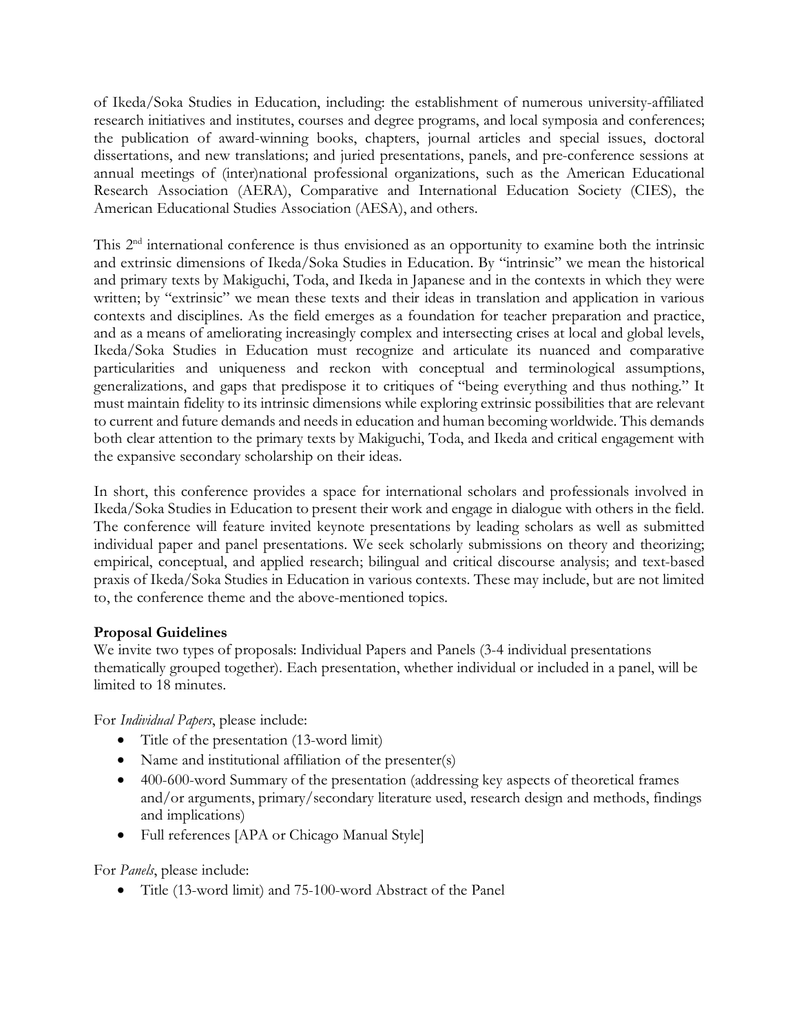of Ikeda/Soka Studies in Education, including: the establishment of numerous university-affiliated research initiatives and institutes, courses and degree programs, and local symposia and conferences; the publication of award-winning books, chapters, journal articles and special issues, doctoral dissertations, and new translations; and juried presentations, panels, and pre-conference sessions at annual meetings of (inter)national professional organizations, such as the American Educational Research Association (AERA), Comparative and International Education Society (CIES), the American Educational Studies Association (AESA), and others.

This 2nd international conference is thus envisioned as an opportunity to examine both the intrinsic and extrinsic dimensions of Ikeda/Soka Studies in Education. By "intrinsic" we mean the historical and primary texts by Makiguchi, Toda, and Ikeda in Japanese and in the contexts in which they were written; by "extrinsic" we mean these texts and their ideas in translation and application in various contexts and disciplines. As the field emerges as a foundation for teacher preparation and practice, and as a means of ameliorating increasingly complex and intersecting crises at local and global levels, Ikeda/Soka Studies in Education must recognize and articulate its nuanced and comparative particularities and uniqueness and reckon with conceptual and terminological assumptions, generalizations, and gaps that predispose it to critiques of "being everything and thus nothing." It must maintain fidelity to its intrinsic dimensions while exploring extrinsic possibilities that are relevant to current and future demands and needs in education and human becoming worldwide. This demands both clear attention to the primary texts by Makiguchi, Toda, and Ikeda and critical engagement with the expansive secondary scholarship on their ideas.

In short, this conference provides a space for international scholars and professionals involved in Ikeda/Soka Studies in Education to present their work and engage in dialogue with others in the field. The conference will feature invited keynote presentations by leading scholars as well as submitted individual paper and panel presentations. We seek scholarly submissions on theory and theorizing; empirical, conceptual, and applied research; bilingual and critical discourse analysis; and text-based praxis of Ikeda/Soka Studies in Education in various contexts. These may include, but are not limited to, the conference theme and the above-mentioned topics.

**Proposal Guidelines**

We invite two types of proposals: Individual Papers and Panels (3-4 individual presentations thematically grouped together). Each presentation, whether individual or included in a panel, will be limited to 18 minutes.

For *Individual Papers*, please include:

- Title of the presentation (13-word limit)
- Name and institutional affiliation of the presenter(s)
- 400-600-word Summary of the presentation (addressing key aspects of theoretical frames and/or arguments, primary/secondary literature used, research design and methods, findings and implications)
- Full references [APA or Chicago Manual Style]

For *Panels*, please include:

- Title (13-word limit) and 75-100-word Abstract of the Panel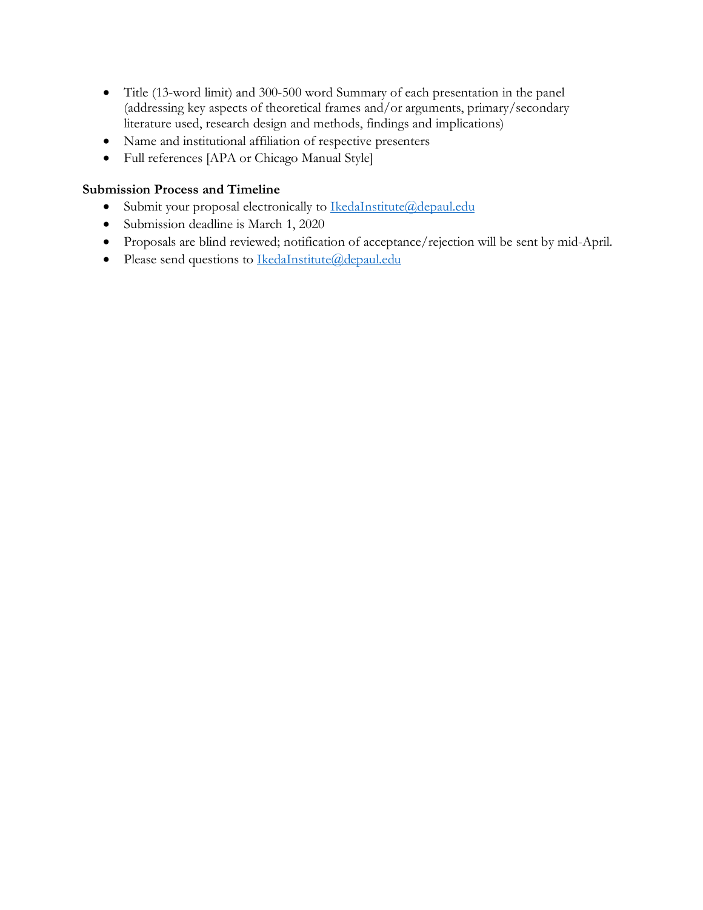- Title (13-word limit) and 300-500 word Summary of each presentation in the panel (addressing key aspects of theoretical frames and/or arguments, primary/secondary literature used, research design and methods, findings and implications)
- Name and institutional affiliation of respective presenters
- Full references [APA or Chicago Manual Style]

**Submission Process and Timeline**

- Submit your proposal electronically to IkedaInstitute@depaul.edu
- Submission deadline is March 1, 2020
- Proposals are blind reviewed; notification of acceptance/rejection will be sent by mid-April.
- Please send questions to IkedaInstitute@depaul.edu